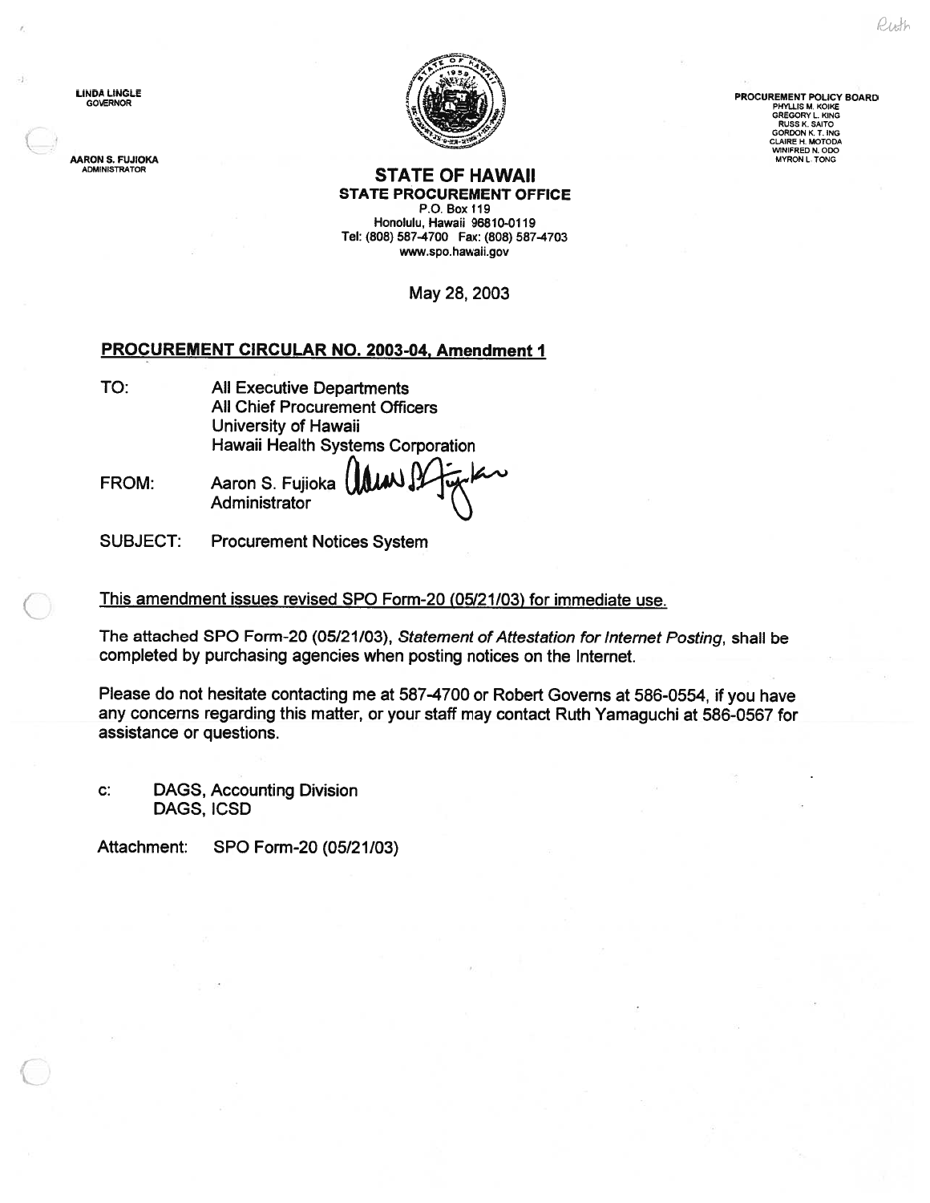LINDA LINGLE
GOVERNOR

AARON S. FUJIOKA
ADMINISTRATOR

PROCUREMENT POLICY BOARD
PHYLLIS M. KOIKE
GREGORY L. KING
RUSS K. SAITO
GORDON K. T. ING
CLAIRE H. MOTODA
WINIFRED N. ODO
MYRON L. TONG

# STATE OF HAWAII

## STATE PROCUREMENT OFFICE

P.O. Box 119
Honolulu, Hawaii 96810-0119
Tel: (808) 587-4700 Fax: (808) 587-4703
www.spo.hawaii.gov

May 28, 2003

**PROCUREMENT CIRCULAR NO. 2003-04, Amendment 1**

TO: All Executive Departments
All Chief Procurement Officers
University of Hawaii
Hawaii Health Systems Corporation

FROM: Aaron S. Fujioka
Administrator

SUBJECT: Procurement Notices System

This amendment issues revised SPO Form-20 (05/21/03) for immediate use.

The attached SPO Form-20 (05/21/03), *Statement of Attestation for Internet Posting*, shall be completed by purchasing agencies when posting notices on the Internet.

Please do not hesitate contacting me at 587-4700 or Robert Governs at 586-0554, if you have any concerns regarding this matter, or your staff may contact Ruth Yamaguchi at 586-0567 for assistance or questions.

c: DAGS, Accounting Division
DAGS, ICSD

Attachment: SPO Form-20 (05/21/03)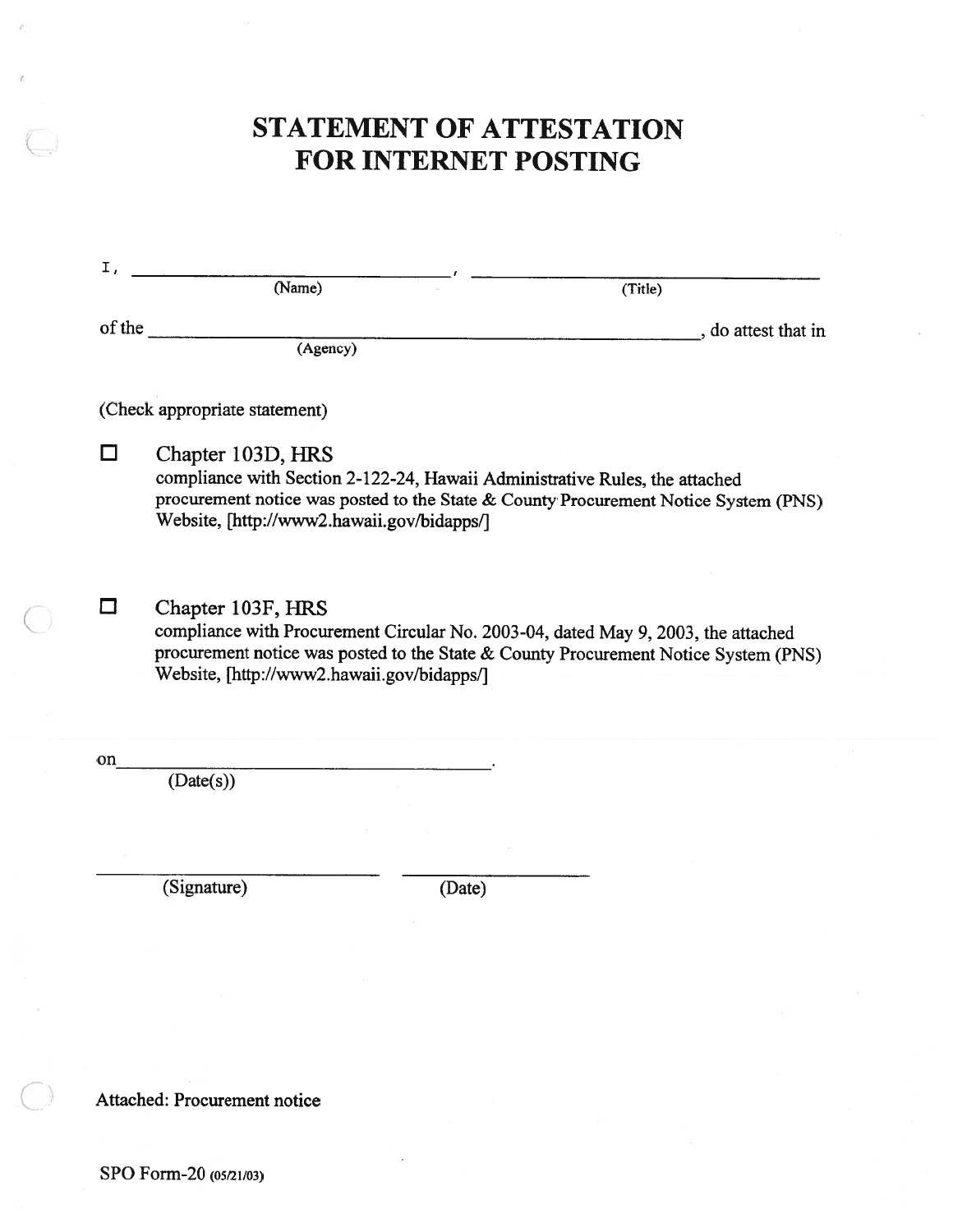# STATEMENT OF ATTESTATION FOR INTERNET POSTING

I, ______________________________, ______________________________
(Name) (Title)

of the ______________________________________________, do attest that in
(Agency)

(Check appropriate statement)

☐ Chapter 103D, HRS
compliance with Section 2-122-24, Hawaii Administrative Rules, the attached procurement notice was posted to the State & County Procurement Notice System (PNS) Website, [http://www2.hawaii.gov/bidapps/]

☐ Chapter 103F, HRS
compliance with Procurement Circular No. 2003-04, dated May 9, 2003, the attached procurement notice was posted to the State & County Procurement Notice System (PNS) Website, [http://www2.hawaii.gov/bidapps/]

on ______________________________.
(Date(s))

______________________________ ____________________
(Signature) (Date)

Attached: Procurement notice

SPO Form-20 (05/21/03)